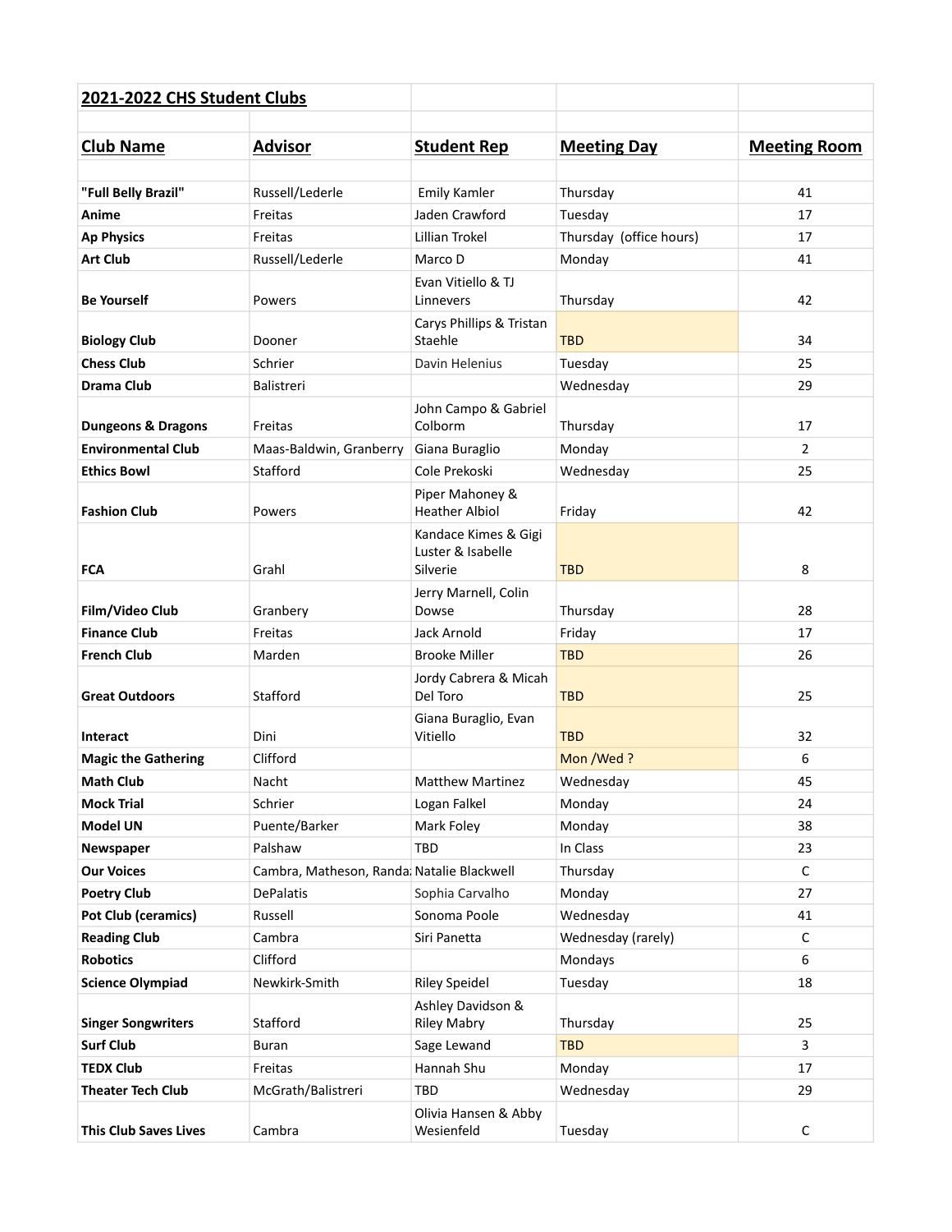**2021-2022 CHS Student Clubs**

| Club Name | Advisor | Student Rep | Meeting Day | Meeting Room |
|---|---|---|---|---|
| **"Full Belly Brazil"** | Russell/Lederle | Emily Kamler | Thursday | 41 |
| **Anime** | Freitas | Jaden Crawford | Tuesday | 17 |
| **Ap Physics** | Freitas | Lillian Trokel | Thursday (office hours) | 17 |
| **Art Club** | Russell/Lederle | Marco D | Monday | 41 |
| **Be Yourself** | Powers | Evan Vitiello & TJ Linnevers | Thursday | 42 |
| **Biology Club** | Dooner | Carys Phillips & Tristan Staehle | TBD | 34 |
| **Chess Club** | Schrier | Davin Helenius | Tuesday | 25 |
| **Drama Club** | Balistreri | | Wednesday | 29 |
| **Dungeons & Dragons** | Freitas | John Campo & Gabriel Colborm | Thursday | 17 |
| **Environmental Club** | Maas-Baldwin, Granberry | Giana Buraglio | Monday | 2 |
| **Ethics Bowl** | Stafford | Cole Prekoski | Wednesday | 25 |
| **Fashion Club** | Powers | Piper Mahoney & Heather Albiol | Friday | 42 |
| **FCA** | Grahl | Kandace Kimes & Gigi Luster & Isabelle Silverie | TBD | 8 |
| **Film/Video Club** | Granbery | Jerry Marnell, Colin Dowse | Thursday | 28 |
| **Finance Club** | Freitas | Jack Arnold | Friday | 17 |
| **French Club** | Marden | Brooke Miller | TBD | 26 |
| **Great Outdoors** | Stafford | Jordy Cabrera & Micah Del Toro | TBD | 25 |
| **Interact** | Dini | Giana Buraglio, Evan Vitiello | TBD | 32 |
| **Magic the Gathering** | Clifford | | Mon /Wed ? | 6 |
| **Math Club** | Nacht | Matthew Martinez | Wednesday | 45 |
| **Mock Trial** | Schrier | Logan Falkel | Monday | 24 |
| **Model UN** | Puente/Barker | Mark Foley | Monday | 38 |
| **Newspaper** | Palshaw | TBD | In Class | 23 |
| **Our Voices** | Cambra, Matheson, Randa: | Natalie Blackwell | Thursday | C |
| **Poetry Club** | DePalatis | Sophia Carvalho | Monday | 27 |
| **Pot Club (ceramics)** | Russell | Sonoma Poole | Wednesday | 41 |
| **Reading Club** | Cambra | Siri Panetta | Wednesday (rarely) | C |
| **Robotics** | Clifford | | Mondays | 6 |
| **Science Olympiad** | Newkirk-Smith | Riley Speidel | Tuesday | 18 |
| **Singer Songwriters** | Stafford | Ashley Davidson & Riley Mabry | Thursday | 25 |
| **Surf Club** | Buran | Sage Lewand | TBD | 3 |
| **TEDX Club** | Freitas | Hannah Shu | Monday | 17 |
| **Theater Tech Club** | McGrath/Balistreri | TBD | Wednesday | 29 |
| **This Club Saves Lives** | Cambra | Olivia Hansen & Abby Wesienfeld | Tuesday | C |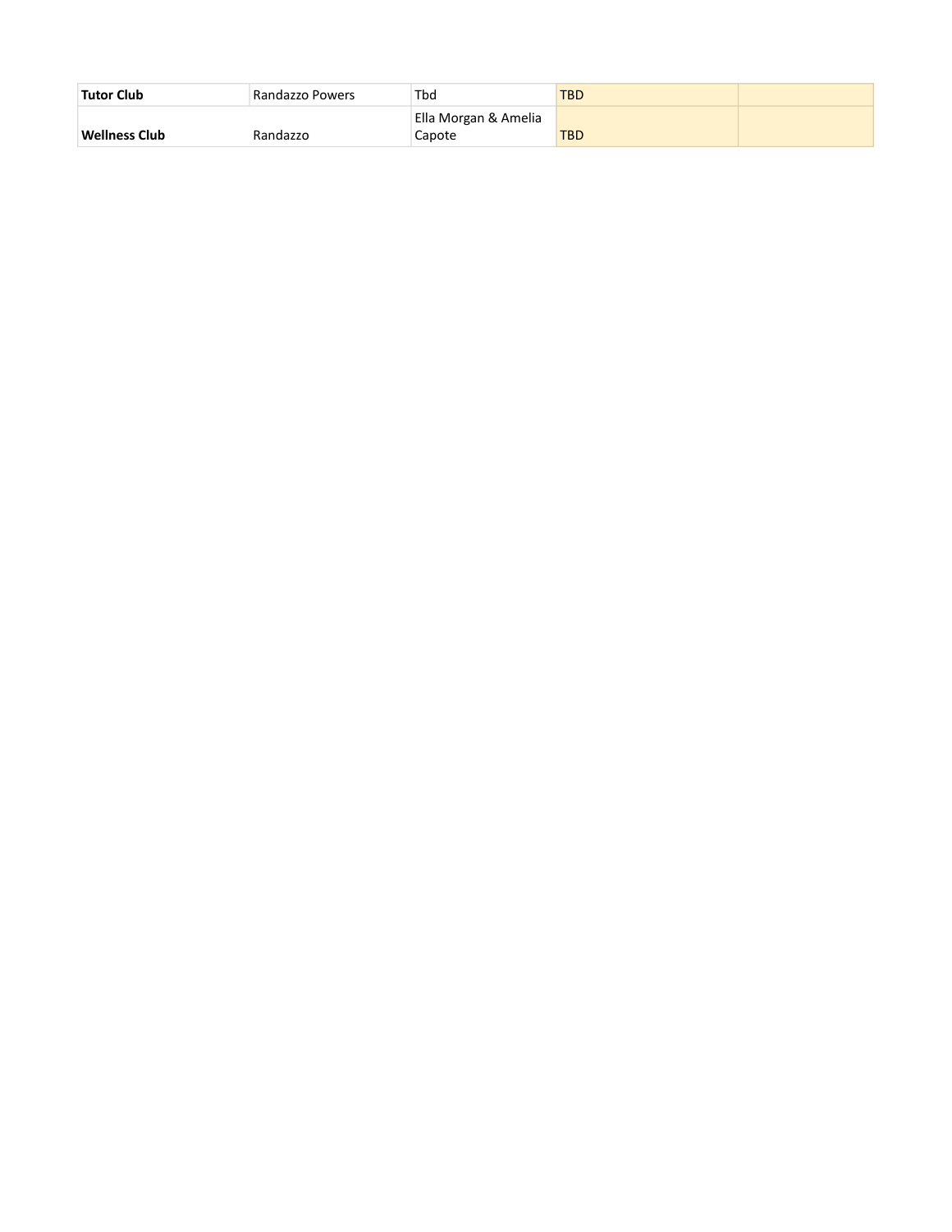| | | | | |
|---|---|---|---|---|
| **Tutor Club** | Randazzo Powers | Tbd | TBD | |
| **Wellness Club** | Randazzo | Ella Morgan & Amelia Capote | TBD | |